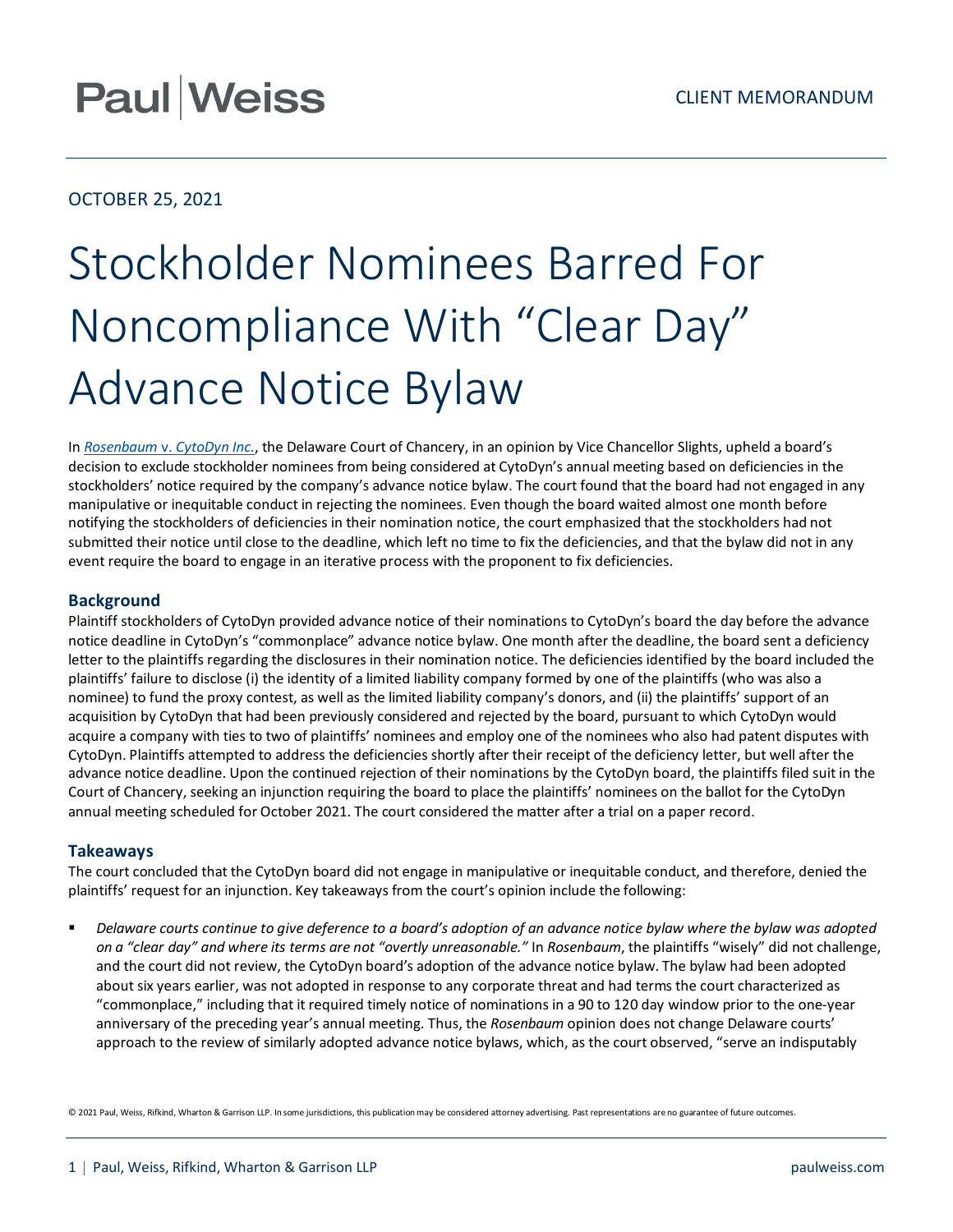Paul | Weiss

CLIENT MEMORANDUM

OCTOBER 25, 2021

# Stockholder Nominees Barred For Noncompliance With "Clear Day" Advance Notice Bylaw

In *Rosenbaum v. CytoDyn Inc.*, the Delaware Court of Chancery, in an opinion by Vice Chancellor Slights, upheld a board's decision to exclude stockholder nominees from being considered at CytoDyn's annual meeting based on deficiencies in the stockholders' notice required by the company's advance notice bylaw. The court found that the board had not engaged in any manipulative or inequitable conduct in rejecting the nominees. Even though the board waited almost one month before notifying the stockholders of deficiencies in their nomination notice, the court emphasized that the stockholders had not submitted their notice until close to the deadline, which left no time to fix the deficiencies, and that the bylaw did not in any event require the board to engage in an iterative process with the proponent to fix deficiencies.

## Background

Plaintiff stockholders of CytoDyn provided advance notice of their nominations to CytoDyn's board the day before the advance notice deadline in CytoDyn's "commonplace" advance notice bylaw. One month after the deadline, the board sent a deficiency letter to the plaintiffs regarding the disclosures in their nomination notice. The deficiencies identified by the board included the plaintiffs' failure to disclose (i) the identity of a limited liability company formed by one of the plaintiffs (who was also a nominee) to fund the proxy contest, as well as the limited liability company's donors, and (ii) the plaintiffs' support of an acquisition by CytoDyn that had been previously considered and rejected by the board, pursuant to which CytoDyn would acquire a company with ties to two of plaintiffs' nominees and employ one of the nominees who also had patent disputes with CytoDyn. Plaintiffs attempted to address the deficiencies shortly after their receipt of the deficiency letter, but well after the advance notice deadline. Upon the continued rejection of their nominations by the CytoDyn board, the plaintiffs filed suit in the Court of Chancery, seeking an injunction requiring the board to place the plaintiffs' nominees on the ballot for the CytoDyn annual meeting scheduled for October 2021. The court considered the matter after a trial on a paper record.

## Takeaways

The court concluded that the CytoDyn board did not engage in manipulative or inequitable conduct, and therefore, denied the plaintiffs' request for an injunction. Key takeaways from the court's opinion include the following:

- *Delaware courts continue to give deference to a board's adoption of an advance notice bylaw where the bylaw was adopted on a "clear day" and where its terms are not "overtly unreasonable."* In *Rosenbaum*, the plaintiffs "wisely" did not challenge, and the court did not review, the CytoDyn board's adoption of the advance notice bylaw. The bylaw had been adopted about six years earlier, was not adopted in response to any corporate threat and had terms the court characterized as "commonplace," including that it required timely notice of nominations in a 90 to 120 day window prior to the one-year anniversary of the preceding year's annual meeting. Thus, the *Rosenbaum* opinion does not change Delaware courts' approach to the review of similarly adopted advance notice bylaws, which, as the court observed, "serve an indisputably

© 2021 Paul, Weiss, Rifkind, Wharton & Garrison LLP. In some jurisdictions, this publication may be considered attorney advertising. Past representations are no guarantee of future outcomes.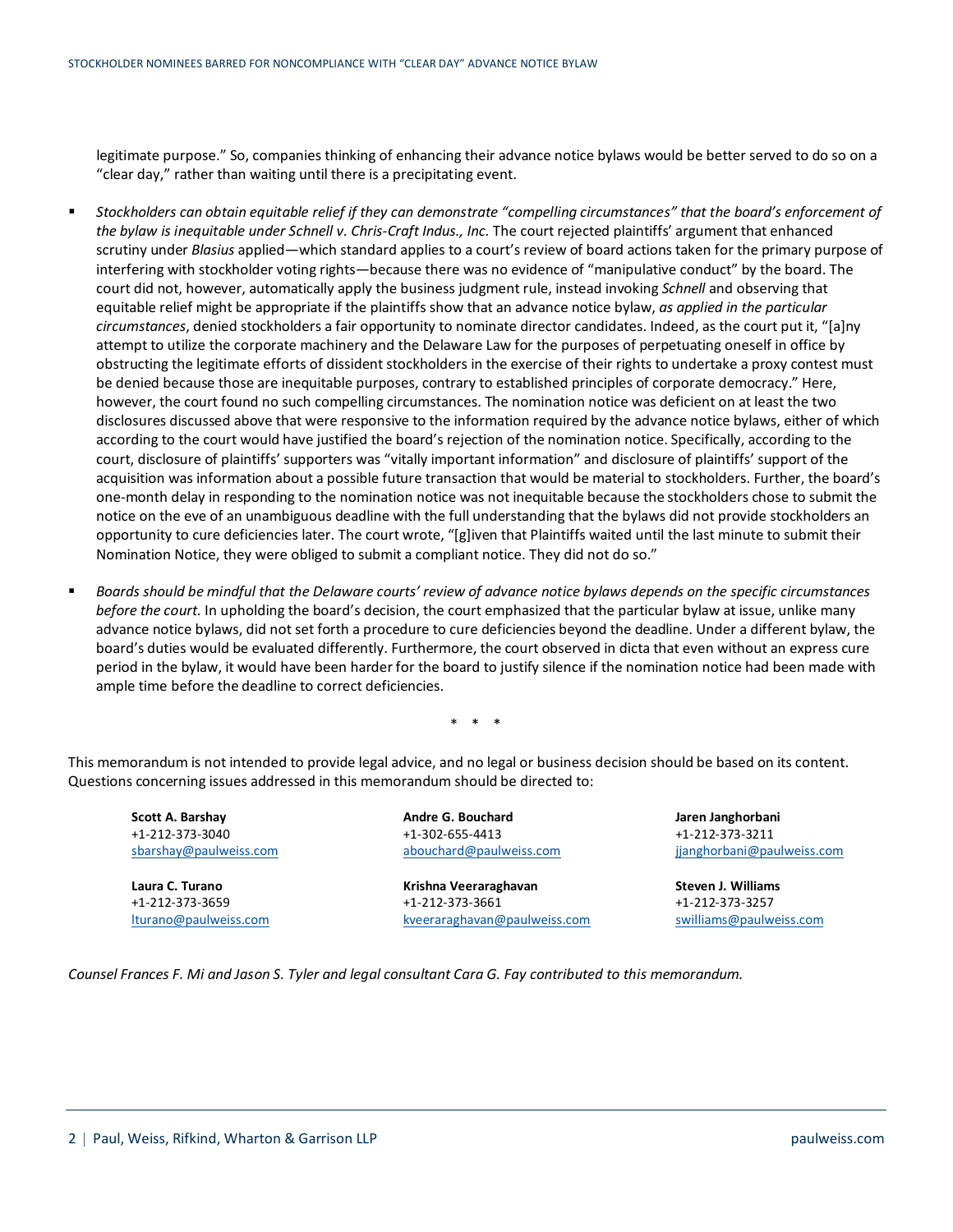legitimate purpose." So, companies thinking of enhancing their advance notice bylaws would be better served to do so on a "clear day," rather than waiting until there is a precipitating event.

- *Stockholders can obtain equitable relief if they can demonstrate "compelling circumstances" that the board's enforcement of the bylaw is inequitable under Schnell v. Chris-Craft Indus., Inc.* The court rejected plaintiffs' argument that enhanced scrutiny under *Blasius* applied—which standard applies to a court's review of board actions taken for the primary purpose of interfering with stockholder voting rights—because there was no evidence of "manipulative conduct" by the board. The court did not, however, automatically apply the business judgment rule, instead invoking *Schnell* and observing that equitable relief might be appropriate if the plaintiffs show that an advance notice bylaw, *as applied in the particular circumstances*, denied stockholders a fair opportunity to nominate director candidates. Indeed, as the court put it, "[a]ny attempt to utilize the corporate machinery and the Delaware Law for the purposes of perpetuating oneself in office by obstructing the legitimate efforts of dissident stockholders in the exercise of their rights to undertake a proxy contest must be denied because those are inequitable purposes, contrary to established principles of corporate democracy." Here, however, the court found no such compelling circumstances. The nomination notice was deficient on at least the two disclosures discussed above that were responsive to the information required by the advance notice bylaws, either of which according to the court would have justified the board's rejection of the nomination notice. Specifically, according to the court, disclosure of plaintiffs' supporters was "vitally important information" and disclosure of plaintiffs' support of the acquisition was information about a possible future transaction that would be material to stockholders. Further, the board's one-month delay in responding to the nomination notice was not inequitable because the stockholders chose to submit the notice on the eve of an unambiguous deadline with the full understanding that the bylaws did not provide stockholders an opportunity to cure deficiencies later. The court wrote, "[g]iven that Plaintiffs waited until the last minute to submit their Nomination Notice, they were obliged to submit a compliant notice. They did not do so."

- *Boards should be mindful that the Delaware courts' review of advance notice bylaws depends on the specific circumstances before the court.* In upholding the board's decision, the court emphasized that the particular bylaw at issue, unlike many advance notice bylaws, did not set forth a procedure to cure deficiencies beyond the deadline. Under a different bylaw, the board's duties would be evaluated differently. Furthermore, the court observed in dicta that even without an express cure period in the bylaw, it would have been harder for the board to justify silence if the nomination notice had been made with ample time before the deadline to correct deficiencies.

\* \* \*

This memorandum is not intended to provide legal advice, and no legal or business decision should be based on its content. Questions concerning issues addressed in this memorandum should be directed to:

**Scott A. Barshay**
+1-212-373-3040
sbarshay@paulweiss.com

**Andre G. Bouchard**
+1-302-655-4413
abouchard@paulweiss.com

**Jaren Janghorbani**
+1-212-373-3211
jjanghorbani@paulweiss.com

**Laura C. Turano**
+1-212-373-3659
lturano@paulweiss.com

**Krishna Veeraraghavan**
+1-212-373-3661
kveeraraghavan@paulweiss.com

**Steven J. Williams**
+1-212-373-3257
swilliams@paulweiss.com

*Counsel Frances F. Mi and Jason S. Tyler and legal consultant Cara G. Fay contributed to this memorandum.*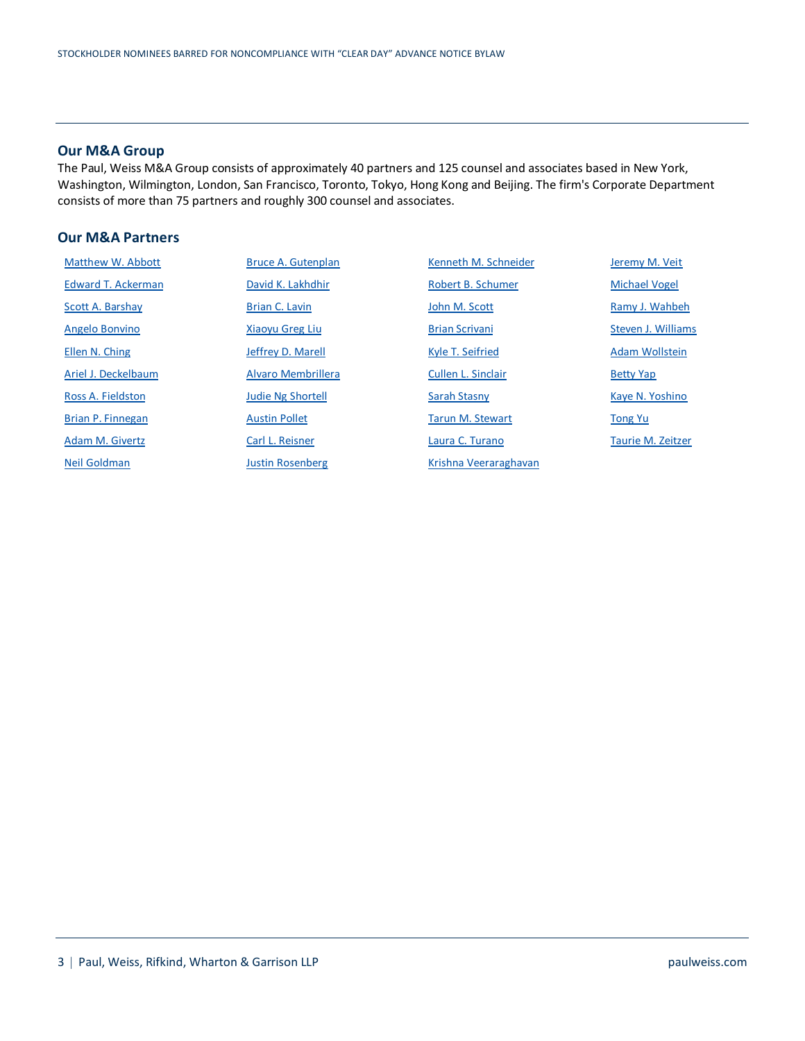## Our M&A Group

The Paul, Weiss M&A Group consists of approximately 40 partners and 125 counsel and associates based in New York, Washington, Wilmington, London, San Francisco, Toronto, Tokyo, Hong Kong and Beijing. The firm's Corporate Department consists of more than 75 partners and roughly 300 counsel and associates.

## Our M&A Partners

- Matthew W. Abbott
- Edward T. Ackerman
- Scott A. Barshay
- Angelo Bonvino
- Ellen N. Ching
- Ariel J. Deckelbaum
- Ross A. Fieldston
- Brian P. Finnegan
- Adam M. Givertz
- Neil Goldman
- Bruce A. Gutenplan
- David K. Lakhdhir
- Brian C. Lavin
- Xiaoyu Greg Liu
- Jeffrey D. Marell
- Alvaro Membrillera
- Judie Ng Shortell
- Austin Pollet
- Carl L. Reisner
- Justin Rosenberg
- Kenneth M. Schneider
- Robert B. Schumer
- John M. Scott
- Brian Scrivani
- Kyle T. Seifried
- Cullen L. Sinclair
- Sarah Stasny
- Tarun M. Stewart
- Laura C. Turano
- Krishna Veeraraghavan
- Jeremy M. Veit
- Michael Vogel
- Ramy J. Wahbeh
- Steven J. Williams
- Adam Wollstein
- Betty Yap
- Kaye N. Yoshino
- Tong Yu
- Taurie M. Zeitzer